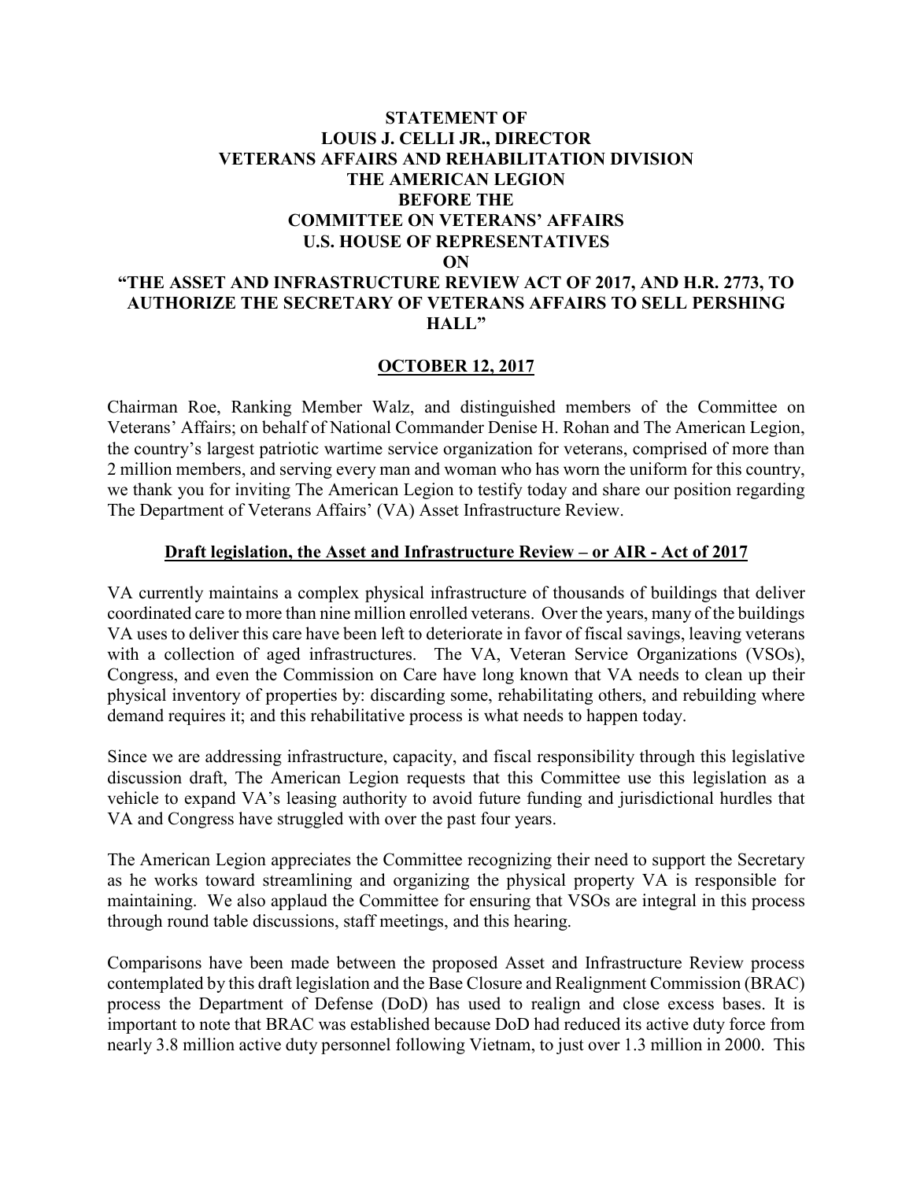# STATEMENT OF
# LOUIS J. CELLI JR., DIRECTOR
# VETERANS AFFAIRS AND REHABILITATION DIVISION
# THE AMERICAN LEGION
# BEFORE THE
# COMMITTEE ON VETERANS' AFFAIRS
# U.S. HOUSE OF REPRESENTATIVES
# ON
# "THE ASSET AND INFRASTRUCTURE REVIEW ACT OF 2017, AND H.R. 2773, TO AUTHORIZE THE SECRETARY OF VETERANS AFFAIRS TO SELL PERSHING HALL"

**OCTOBER 12, 2017**

Chairman Roe, Ranking Member Walz, and distinguished members of the Committee on Veterans' Affairs; on behalf of National Commander Denise H. Rohan and The American Legion, the country's largest patriotic wartime service organization for veterans, comprised of more than 2 million members, and serving every man and woman who has worn the uniform for this country, we thank you for inviting The American Legion to testify today and share our position regarding The Department of Veterans Affairs' (VA) Asset Infrastructure Review.

## Draft legislation, the Asset and Infrastructure Review – or AIR - Act of 2017

VA currently maintains a complex physical infrastructure of thousands of buildings that deliver coordinated care to more than nine million enrolled veterans. Over the years, many of the buildings VA uses to deliver this care have been left to deteriorate in favor of fiscal savings, leaving veterans with a collection of aged infrastructures. The VA, Veteran Service Organizations (VSOs), Congress, and even the Commission on Care have long known that VA needs to clean up their physical inventory of properties by: discarding some, rehabilitating others, and rebuilding where demand requires it; and this rehabilitative process is what needs to happen today.

Since we are addressing infrastructure, capacity, and fiscal responsibility through this legislative discussion draft, The American Legion requests that this Committee use this legislation as a vehicle to expand VA's leasing authority to avoid future funding and jurisdictional hurdles that VA and Congress have struggled with over the past four years.

The American Legion appreciates the Committee recognizing their need to support the Secretary as he works toward streamlining and organizing the physical property VA is responsible for maintaining. We also applaud the Committee for ensuring that VSOs are integral in this process through round table discussions, staff meetings, and this hearing.

Comparisons have been made between the proposed Asset and Infrastructure Review process contemplated by this draft legislation and the Base Closure and Realignment Commission (BRAC) process the Department of Defense (DoD) has used to realign and close excess bases. It is important to note that BRAC was established because DoD had reduced its active duty force from nearly 3.8 million active duty personnel following Vietnam, to just over 1.3 million in 2000. This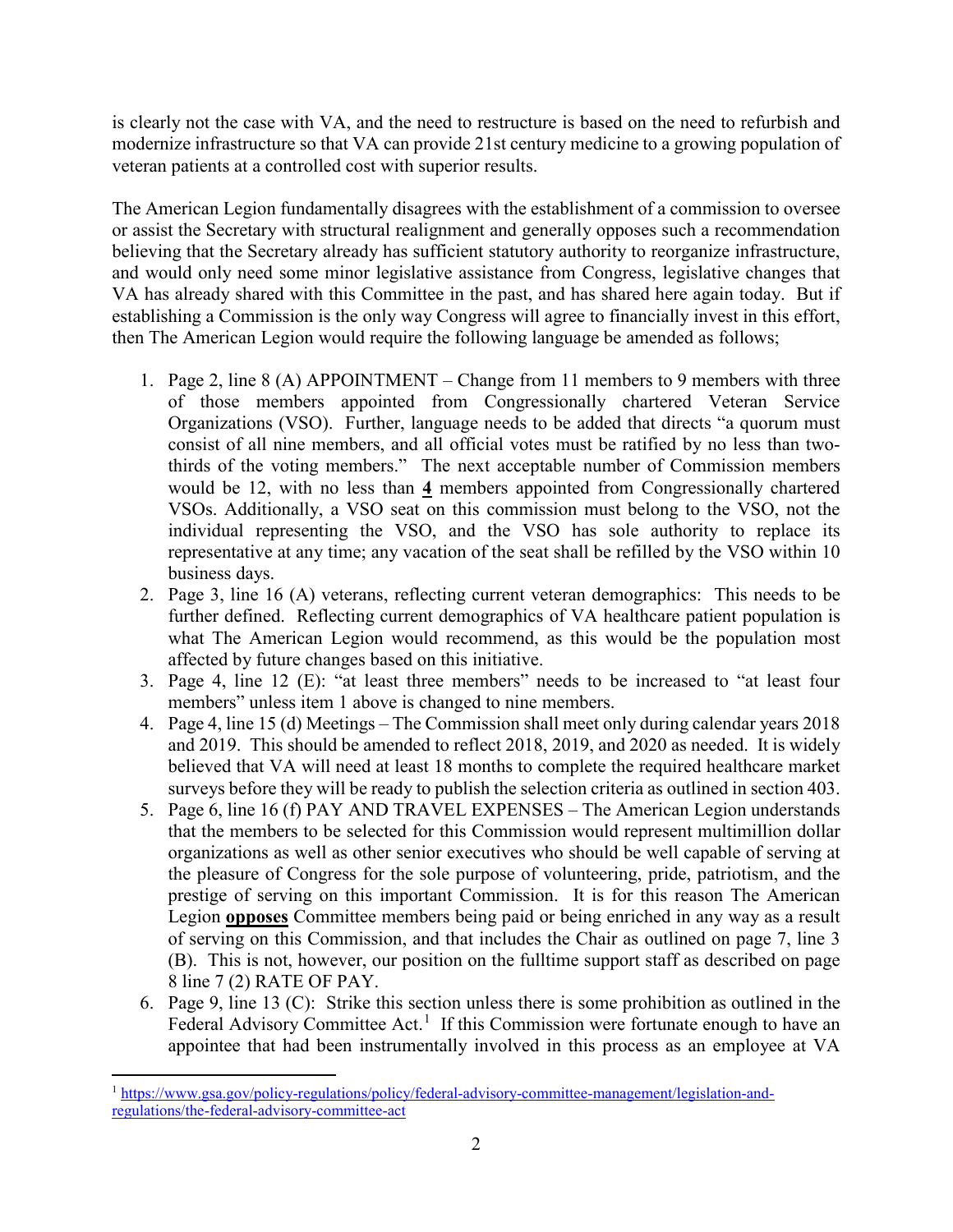is clearly not the case with VA, and the need to restructure is based on the need to refurbish and modernize infrastructure so that VA can provide 21st century medicine to a growing population of veteran patients at a controlled cost with superior results.

The American Legion fundamentally disagrees with the establishment of a commission to oversee or assist the Secretary with structural realignment and generally opposes such a recommendation believing that the Secretary already has sufficient statutory authority to reorganize infrastructure, and would only need some minor legislative assistance from Congress, legislative changes that VA has already shared with this Committee in the past, and has shared here again today. But if establishing a Commission is the only way Congress will agree to financially invest in this effort, then The American Legion would require the following language be amended as follows;

1. Page 2, line 8 (A) APPOINTMENT – Change from 11 members to 9 members with three of those members appointed from Congressionally chartered Veteran Service Organizations (VSO). Further, language needs to be added that directs "a quorum must consist of all nine members, and all official votes must be ratified by no less than two-thirds of the voting members." The next acceptable number of Commission members would be 12, with no less than **4** members appointed from Congressionally chartered VSOs. Additionally, a VSO seat on this commission must belong to the VSO, not the individual representing the VSO, and the VSO has sole authority to replace its representative at any time; any vacation of the seat shall be refilled by the VSO within 10 business days.
2. Page 3, line 16 (A) veterans, reflecting current veteran demographics: This needs to be further defined. Reflecting current demographics of VA healthcare patient population is what The American Legion would recommend, as this would be the population most affected by future changes based on this initiative.
3. Page 4, line 12 (E): "at least three members" needs to be increased to "at least four members" unless item 1 above is changed to nine members.
4. Page 4, line 15 (d) Meetings – The Commission shall meet only during calendar years 2018 and 2019. This should be amended to reflect 2018, 2019, and 2020 as needed. It is widely believed that VA will need at least 18 months to complete the required healthcare market surveys before they will be ready to publish the selection criteria as outlined in section 403.
5. Page 6, line 16 (f) PAY AND TRAVEL EXPENSES – The American Legion understands that the members to be selected for this Commission would represent multimillion dollar organizations as well as other senior executives who should be well capable of serving at the pleasure of Congress for the sole purpose of volunteering, pride, patriotism, and the prestige of serving on this important Commission. It is for this reason The American Legion **opposes** Committee members being paid or being enriched in any way as a result of serving on this Commission, and that includes the Chair as outlined on page 7, line 3 (B). This is not, however, our position on the fulltime support staff as described on page 8 line 7 (2) RATE OF PAY.
6. Page 9, line 13 (C): Strike this section unless there is some prohibition as outlined in the Federal Advisory Committee Act.[1] If this Commission were fortunate enough to have an appointee that had been instrumentally involved in this process as an employee at VA

[1] https://www.gsa.gov/policy-regulations/policy/federal-advisory-committee-management/legislation-and-regulations/the-federal-advisory-committee-act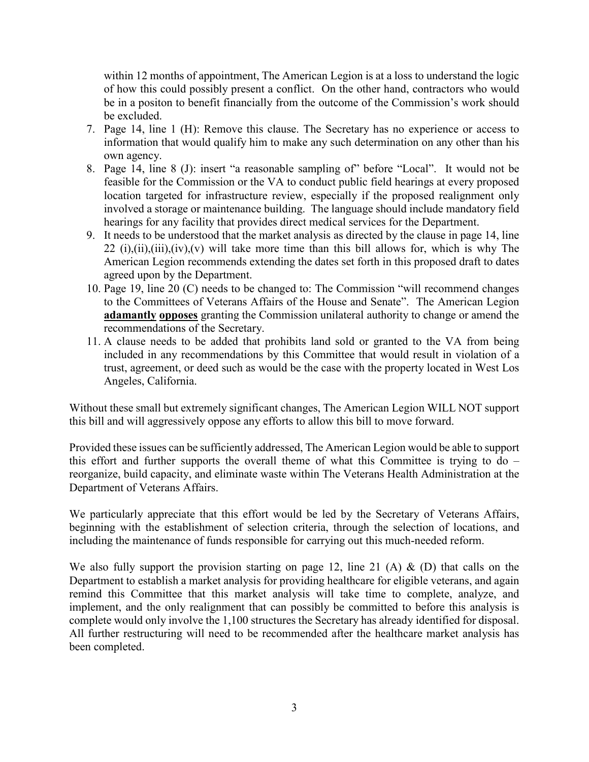within 12 months of appointment, The American Legion is at a loss to understand the logic of how this could possibly present a conflict. On the other hand, contractors who would be in a positon to benefit financially from the outcome of the Commission's work should be excluded.

7. Page 14, line 1 (H): Remove this clause. The Secretary has no experience or access to information that would qualify him to make any such determination on any other than his own agency.
8. Page 14, line 8 (J): insert "a reasonable sampling of" before "Local". It would not be feasible for the Commission or the VA to conduct public field hearings at every proposed location targeted for infrastructure review, especially if the proposed realignment only involved a storage or maintenance building. The language should include mandatory field hearings for any facility that provides direct medical services for the Department.
9. It needs to be understood that the market analysis as directed by the clause in page 14, line 22 (i),(ii),(iii),(iv),(v) will take more time than this bill allows for, which is why The American Legion recommends extending the dates set forth in this proposed draft to dates agreed upon by the Department.
10. Page 19, line 20 (C) needs to be changed to: The Commission "will recommend changes to the Committees of Veterans Affairs of the House and Senate". The American Legion **adamantly opposes** granting the Commission unilateral authority to change or amend the recommendations of the Secretary.
11. A clause needs to be added that prohibits land sold or granted to the VA from being included in any recommendations by this Committee that would result in violation of a trust, agreement, or deed such as would be the case with the property located in West Los Angeles, California.

Without these small but extremely significant changes, The American Legion WILL NOT support this bill and will aggressively oppose any efforts to allow this bill to move forward.

Provided these issues can be sufficiently addressed, The American Legion would be able to support this effort and further supports the overall theme of what this Committee is trying to do – reorganize, build capacity, and eliminate waste within The Veterans Health Administration at the Department of Veterans Affairs.

We particularly appreciate that this effort would be led by the Secretary of Veterans Affairs, beginning with the establishment of selection criteria, through the selection of locations, and including the maintenance of funds responsible for carrying out this much-needed reform.

We also fully support the provision starting on page 12, line 21 (A) & (D) that calls on the Department to establish a market analysis for providing healthcare for eligible veterans, and again remind this Committee that this market analysis will take time to complete, analyze, and implement, and the only realignment that can possibly be committed to before this analysis is complete would only involve the 1,100 structures the Secretary has already identified for disposal. All further restructuring will need to be recommended after the healthcare market analysis has been completed.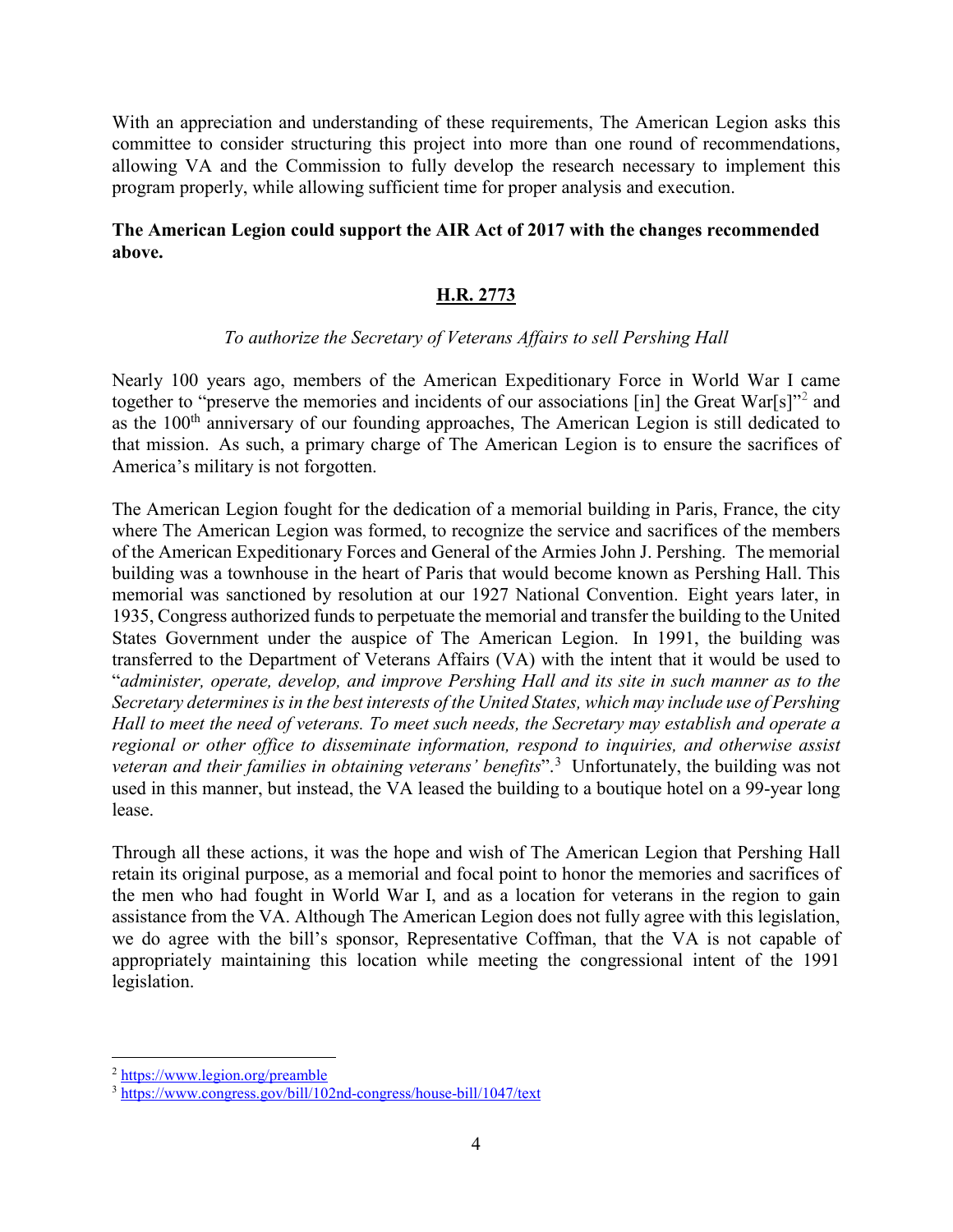With an appreciation and understanding of these requirements, The American Legion asks this committee to consider structuring this project into more than one round of recommendations, allowing VA and the Commission to fully develop the research necessary to implement this program properly, while allowing sufficient time for proper analysis and execution.

**The American Legion could support the AIR Act of 2017 with the changes recommended above.**

## H.R. 2773

*To authorize the Secretary of Veterans Affairs to sell Pershing Hall*

Nearly 100 years ago, members of the American Expeditionary Force in World War I came together to "preserve the memories and incidents of our associations [in] the Great War[s]"[2] and as the 100th anniversary of our founding approaches, The American Legion is still dedicated to that mission. As such, a primary charge of The American Legion is to ensure the sacrifices of America's military is not forgotten.

The American Legion fought for the dedication of a memorial building in Paris, France, the city where The American Legion was formed, to recognize the service and sacrifices of the members of the American Expeditionary Forces and General of the Armies John J. Pershing. The memorial building was a townhouse in the heart of Paris that would become known as Pershing Hall. This memorial was sanctioned by resolution at our 1927 National Convention. Eight years later, in 1935, Congress authorized funds to perpetuate the memorial and transfer the building to the United States Government under the auspice of The American Legion. In 1991, the building was transferred to the Department of Veterans Affairs (VA) with the intent that it would be used to "*administer, operate, develop, and improve Pershing Hall and its site in such manner as to the Secretary determines is in the best interests of the United States, which may include use of Pershing Hall to meet the need of veterans. To meet such needs, the Secretary may establish and operate a regional or other office to disseminate information, respond to inquiries, and otherwise assist veteran and their families in obtaining veterans' benefits*".[3] Unfortunately, the building was not used in this manner, but instead, the VA leased the building to a boutique hotel on a 99-year long lease.

Through all these actions, it was the hope and wish of The American Legion that Pershing Hall retain its original purpose, as a memorial and focal point to honor the memories and sacrifices of the men who had fought in World War I, and as a location for veterans in the region to gain assistance from the VA. Although The American Legion does not fully agree with this legislation, we do agree with the bill's sponsor, Representative Coffman, that the VA is not capable of appropriately maintaining this location while meeting the congressional intent of the 1991 legislation.

---

[2] https://www.legion.org/preamble

[3] https://www.congress.gov/bill/102nd-congress/house-bill/1047/text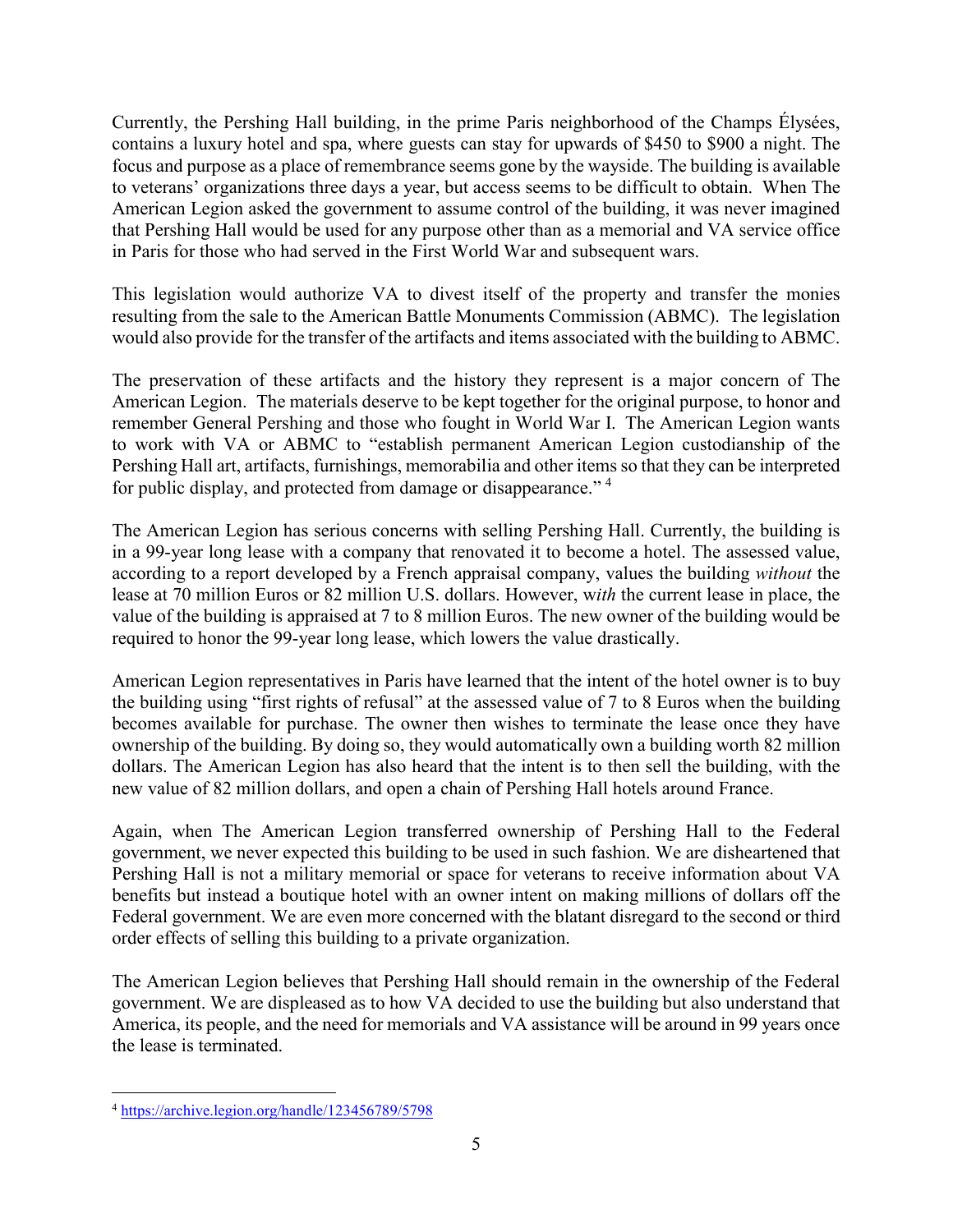Currently, the Pershing Hall building, in the prime Paris neighborhood of the Champs Élysées, contains a luxury hotel and spa, where guests can stay for upwards of $450 to $900 a night. The focus and purpose as a place of remembrance seems gone by the wayside. The building is available to veterans' organizations three days a year, but access seems to be difficult to obtain. When The American Legion asked the government to assume control of the building, it was never imagined that Pershing Hall would be used for any purpose other than as a memorial and VA service office in Paris for those who had served in the First World War and subsequent wars.

This legislation would authorize VA to divest itself of the property and transfer the monies resulting from the sale to the American Battle Monuments Commission (ABMC). The legislation would also provide for the transfer of the artifacts and items associated with the building to ABMC.

The preservation of these artifacts and the history they represent is a major concern of The American Legion. The materials deserve to be kept together for the original purpose, to honor and remember General Pershing and those who fought in World War I. The American Legion wants to work with VA or ABMC to "establish permanent American Legion custodianship of the Pershing Hall art, artifacts, furnishings, memorabilia and other items so that they can be interpreted for public display, and protected from damage or disappearance." [4]

The American Legion has serious concerns with selling Pershing Hall. Currently, the building is in a 99-year long lease with a company that renovated it to become a hotel. The assessed value, according to a report developed by a French appraisal company, values the building *without* the lease at 70 million Euros or 82 million U.S. dollars. However, w*ith* the current lease in place, the value of the building is appraised at 7 to 8 million Euros. The new owner of the building would be required to honor the 99-year long lease, which lowers the value drastically.

American Legion representatives in Paris have learned that the intent of the hotel owner is to buy the building using "first rights of refusal" at the assessed value of 7 to 8 Euros when the building becomes available for purchase. The owner then wishes to terminate the lease once they have ownership of the building. By doing so, they would automatically own a building worth 82 million dollars. The American Legion has also heard that the intent is to then sell the building, with the new value of 82 million dollars, and open a chain of Pershing Hall hotels around France.

Again, when The American Legion transferred ownership of Pershing Hall to the Federal government, we never expected this building to be used in such fashion. We are disheartened that Pershing Hall is not a military memorial or space for veterans to receive information about VA benefits but instead a boutique hotel with an owner intent on making millions of dollars off the Federal government. We are even more concerned with the blatant disregard to the second or third order effects of selling this building to a private organization.

The American Legion believes that Pershing Hall should remain in the ownership of the Federal government. We are displeased as to how VA decided to use the building but also understand that America, its people, and the need for memorials and VA assistance will be around in 99 years once the lease is terminated.

---

[4] https://archive.legion.org/handle/123456789/5798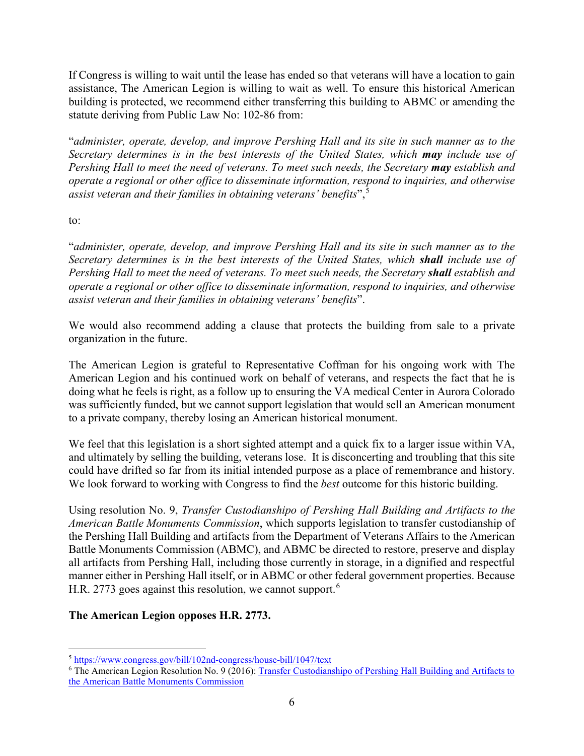If Congress is willing to wait until the lease has ended so that veterans will have a location to gain assistance, The American Legion is willing to wait as well. To ensure this historical American building is protected, we recommend either transferring this building to ABMC or amending the statute deriving from Public Law No: 102-86 from:

"*administer, operate, develop, and improve Pershing Hall and its site in such manner as to the Secretary determines is in the best interests of the United States, which* ***may*** *include use of Pershing Hall to meet the need of veterans. To meet such needs, the Secretary* ***may*** *establish and operate a regional or other office to disseminate information, respond to inquiries, and otherwise assist veteran and their families in obtaining veterans' benefits*",[5]

to:

"*administer, operate, develop, and improve Pershing Hall and its site in such manner as to the Secretary determines is in the best interests of the United States, which* ***shall*** *include use of Pershing Hall to meet the need of veterans. To meet such needs, the Secretary* ***shall*** *establish and operate a regional or other office to disseminate information, respond to inquiries, and otherwise assist veteran and their families in obtaining veterans' benefits*".

We would also recommend adding a clause that protects the building from sale to a private organization in the future.

The American Legion is grateful to Representative Coffman for his ongoing work with The American Legion and his continued work on behalf of veterans, and respects the fact that he is doing what he feels is right, as a follow up to ensuring the VA medical Center in Aurora Colorado was sufficiently funded, but we cannot support legislation that would sell an American monument to a private company, thereby losing an American historical monument.

We feel that this legislation is a short sighted attempt and a quick fix to a larger issue within VA, and ultimately by selling the building, veterans lose. It is disconcerting and troubling that this site could have drifted so far from its initial intended purpose as a place of remembrance and history. We look forward to working with Congress to find the *best* outcome for this historic building.

Using resolution No. 9, *Transfer Custodianshipo of Pershing Hall Building and Artifacts to the American Battle Monuments Commission*, which supports legislation to transfer custodianship of the Pershing Hall Building and artifacts from the Department of Veterans Affairs to the American Battle Monuments Commission (ABMC), and ABMC be directed to restore, preserve and display all artifacts from Pershing Hall, including those currently in storage, in a dignified and respectful manner either in Pershing Hall itself, or in ABMC or other federal government properties. Because H.R. 2773 goes against this resolution, we cannot support.[6]

**The American Legion opposes H.R. 2773.**

---

[5] https://www.congress.gov/bill/102nd-congress/house-bill/1047/text

[6] The American Legion Resolution No. 9 (2016): Transfer Custodianshipo of Pershing Hall Building and Artifacts to the American Battle Monuments Commission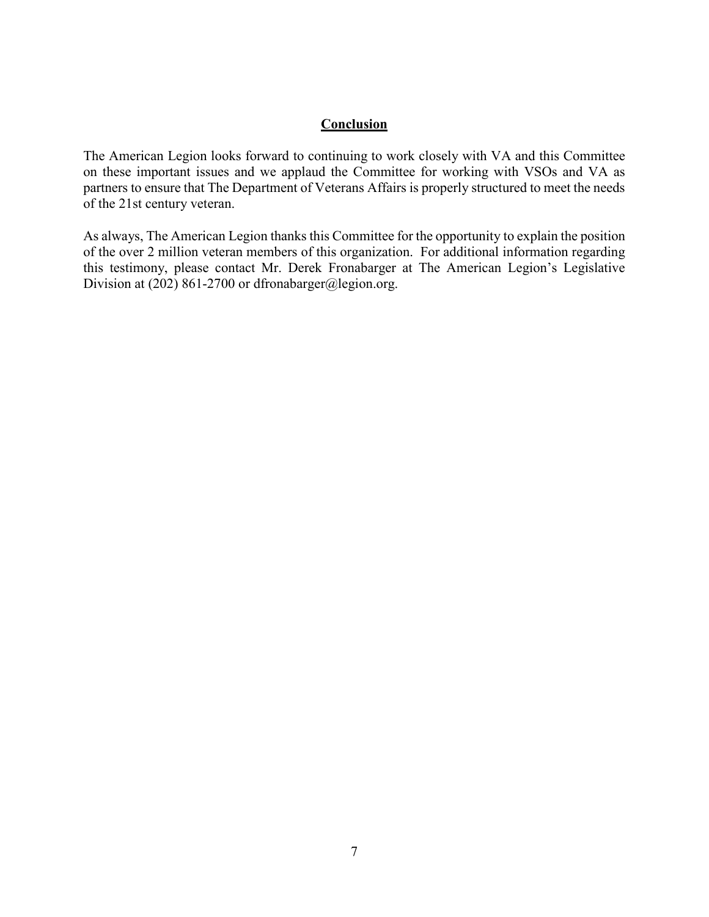## Conclusion

The American Legion looks forward to continuing to work closely with VA and this Committee on these important issues and we applaud the Committee for working with VSOs and VA as partners to ensure that The Department of Veterans Affairs is properly structured to meet the needs of the 21st century veteran.

As always, The American Legion thanks this Committee for the opportunity to explain the position of the over 2 million veteran members of this organization. For additional information regarding this testimony, please contact Mr. Derek Fronabarger at The American Legion's Legislative Division at (202) 861-2700 or dfronabarger@legion.org.